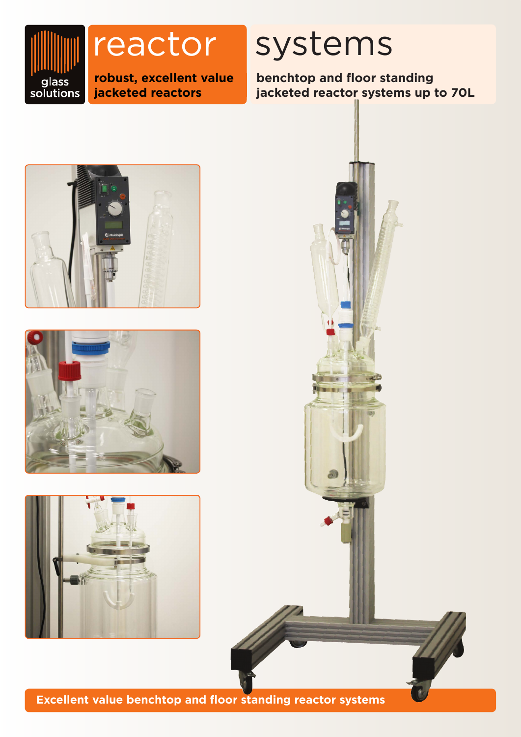glass solutions

# reactor systems

**robust, excellent value jacketed reactors**

**benchtop and floor standing jacketed reactor systems up to 70L**

**Excellent value benchtop and floor standing reactor systems**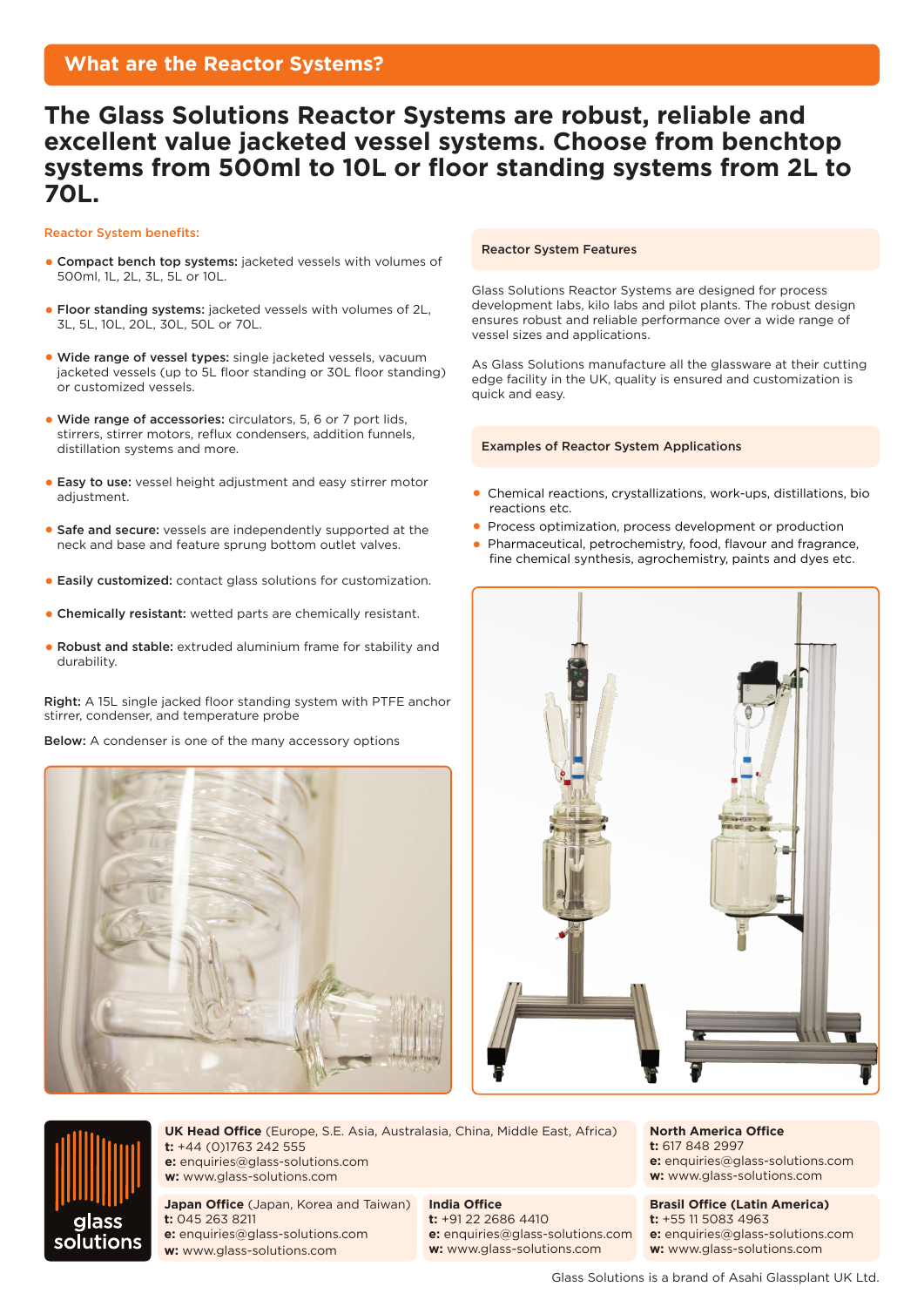## What are the Reactor Systems?

# The Glass Solutions Reactor Systems are robust, reliable and excellent value jacketed vessel systems. Choose from benchtop systems from 500ml to 10L or floor standing systems from 2L to 70L.

### Reactor System benefits:

- **Compact bench top systems:** jacketed vessels with volumes of 500ml, 1L, 2L, 3L, 5L or 10L.
- **Floor standing systems:** jacketed vessels with volumes of 2L, 3L, 5L, 10L, 20L, 30L, 50L or 70L.
- **Wide range of vessel types:** single jacketed vessels, vacuum jacketed vessels (up to 5L floor standing or 30L floor standing) or customized vessels.
- **Wide range of accessories:** circulators, 5, 6 or 7 port lids, stirrers, stirrer motors, reflux condensers, addition funnels, distillation systems and more.
- **Easy to use:** vessel height adjustment and easy stirrer motor adjustment.
- **Safe and secure:** vessels are independently supported at the neck and base and feature sprung bottom outlet valves.
- **Easily customized:** contact glass solutions for customization.
- **Chemically resistant:** wetted parts are chemically resistant.
- **Robust and stable:** extruded aluminium frame for stability and durability.

**Right:** A 15L single jacked floor standing system with PTFE anchor stirrer, condenser, and temperature probe

**Below:** A condenser is one of the many accessory options

### Reactor System Features

Glass Solutions Reactor Systems are designed for process development labs, kilo labs and pilot plants. The robust design ensures robust and reliable performance over a wide range of vessel sizes and applications.

As Glass Solutions manufacture all the glassware at their cutting edge facility in the UK, quality is ensured and customization is quick and easy.

### Examples of Reactor System Applications

- Chemical reactions, crystallizations, work-ups, distillations, bio reactions etc.
- Process optimization, process development or production
- Pharmaceutical, petrochemistry, food, flavour and fragrance, fine chemical synthesis, agrochemistry, paints and dyes etc.

glass solutions

**UK Head Office** (Europe, S.E. Asia, Australasia, China, Middle East, Africa)
**t:** +44 (0)1763 242 555
**e:** enquiries@glass-solutions.com
**w:** www.glass-solutions.com

**North America Office**
**t:** 617 848 2997
**e:** enquiries@glass-solutions.com
**w:** www.glass-solutions.com

**Japan Office** (Japan, Korea and Taiwan)
**t:** 045 263 8211
**e:** enquiries@glass-solutions.com
**w:** www.glass-solutions.com

**India Office**
**t:** +91 22 2686 4410
**e:** enquiries@glass-solutions.com
**w:** www.glass-solutions.com

**Brasil Office (Latin America)**
**t:** +55 11 5083 4963
**e:** enquiries@glass-solutions.com
**w:** www.glass-solutions.com

Glass Solutions is a brand of Asahi Glassplant UK Ltd.